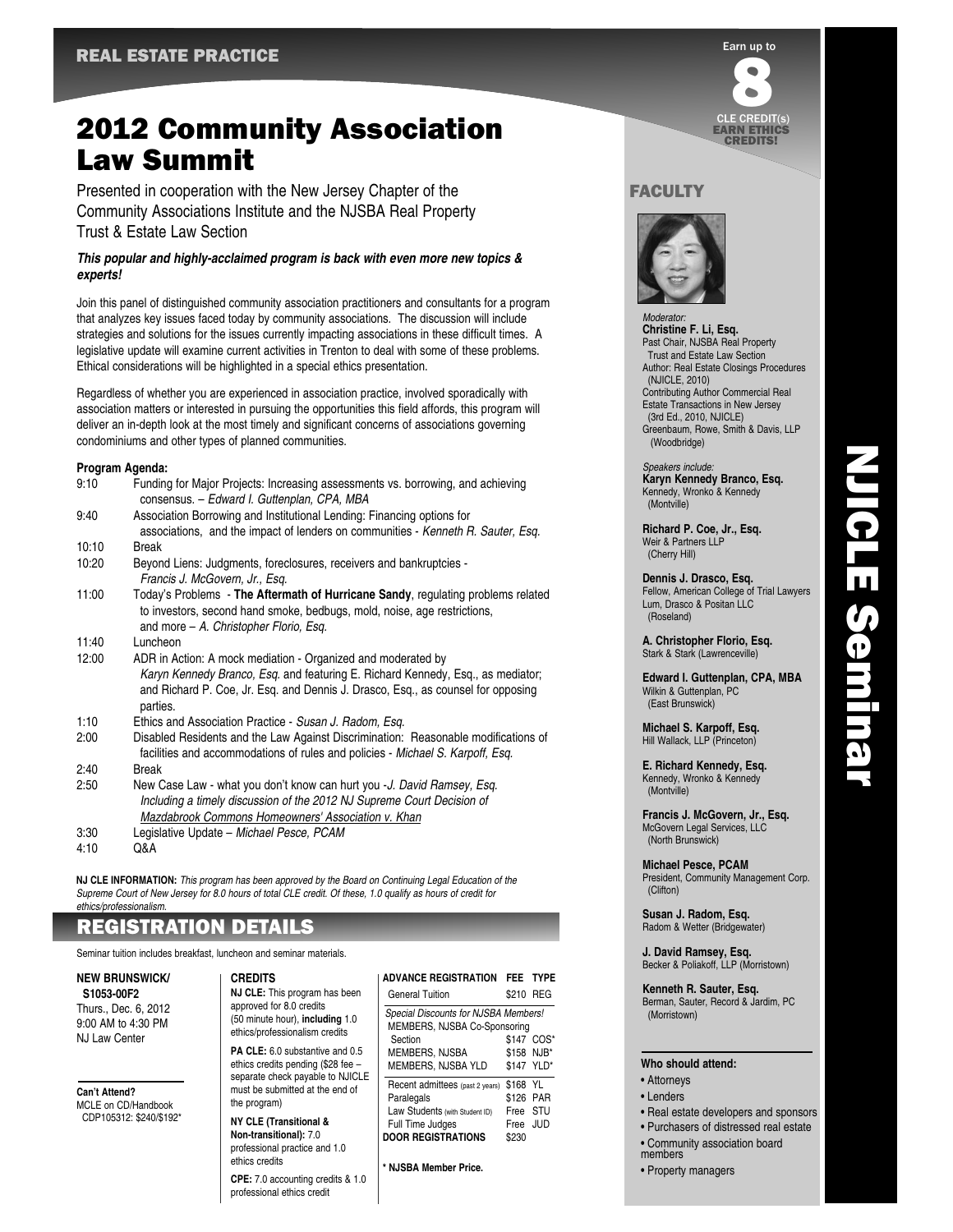REAL ESTATE PRACTICE

# 2012 Community Association Law Summit

Presented in cooperation with the New Jersey Chapter of the Community Associations Institute and the NJSBA Real Property Trust & Estate Law Section

***This popular and highly-acclaimed program is back with even more new topics & experts!***

Join this panel of distinguished community association practitioners and consultants for a program that analyzes key issues faced today by community associations. The discussion will include strategies and solutions for the issues currently impacting associations in these difficult times. A legislative update will examine current activities in Trenton to deal with some of these problems. Ethical considerations will be highlighted in a special ethics presentation.

Regardless of whether you are experienced in association practice, involved sporadically with association matters or interested in pursuing the opportunities this field affords, this program will deliver an in-depth look at the most timely and significant concerns of associations governing condominiums and other types of planned communities.

**Program Agenda:**

- 9:10 Funding for Major Projects: Increasing assessments vs. borrowing, and achieving consensus. – *Edward I. Guttenplan, CPA, MBA*
- 9:40 Association Borrowing and Institutional Lending: Financing options for associations, and the impact of lenders on communities - *Kenneth R. Sauter, Esq.*
- 10:10 Break
- 10:20 Beyond Liens: Judgments, foreclosures, receivers and bankruptcies - *Francis J. McGovern, Jr., Esq.*
- 11:00 Today's Problems - **The Aftermath of Hurricane Sandy**, regulating problems related to investors, second hand smoke, bedbugs, mold, noise, age restrictions, and more – *A. Christopher Florio, Esq.*
- 11:40 Luncheon
- 12:00 ADR in Action: A mock mediation - Organized and moderated by *Karyn Kennedy Branco, Esq.* and featuring E. Richard Kennedy, Esq., as mediator; and Richard P. Coe, Jr. Esq. and Dennis J. Drasco, Esq., as counsel for opposing parties.
- 1:10 Ethics and Association Practice - *Susan J. Radom, Esq.*
- 2:00 Disabled Residents and the Law Against Discrimination: Reasonable modifications of facilities and accommodations of rules and policies - *Michael S. Karpoff, Esq.*
- 2:40 Break
- 2:50 New Case Law - what you don't know can hurt you -*J. David Ramsey, Esq. Including a timely discussion of the 2012 NJ Supreme Court Decision of Mazdabrook Commons Homeowners' Association v. Khan*
- 3:30 Legislative Update – *Michael Pesce, PCAM*
- 4:10 Q&A

**NJ CLE INFORMATION:** *This program has been approved by the Board on Continuing Legal Education of the Supreme Court of New Jersey for 8.0 hours of total CLE credit. Of these, 1.0 qualify as hours of credit for ethics/professionalism.*

## REGISTRATION DETAILS

Seminar tuition includes breakfast, luncheon and seminar materials.

**NEW BRUNSWICK/ S1053-00F2**
Thurs., Dec. 6, 2012
9:00 AM to 4:30 PM
NJ Law Center

**Can't Attend?**
MCLE on CD/Handbook CDP105312: $240/$192*

**CREDITS**

**NJ CLE:** This program has been approved for 8.0 credits (50 minute hour), **including** 1.0 ethics/professionalism credits

**PA CLE:** 6.0 substantive and 0.5 ethics credits pending ($28 fee – separate check payable to NJICLE must be submitted at the end of the program)

**NY CLE (Transitional & Non-transitional):** 7.0 professional practice and 1.0 ethics credits

**CPE:** 7.0 accounting credits & 1.0 professional ethics credit

| ADVANCE REGISTRATION | FEE | TYPE |
|---|---|---|
| General Tuition | $210 | REG |
| *Special Discounts for NJSBA Members!* | | |
| MEMBERS, NJSBA Co-Sponsoring Section | $147 | COS* |
| MEMBERS, NJSBA | $158 | NJB* |
| MEMBERS, NJSBA YLD | $147 | YLD* |
| Recent admittees (past 2 years) | $168 | YL |
| Paralegals | $126 | PAR |
| Law Students (with Student ID) | Free | STU |
| Full Time Judges | Free | JUD |
| **DOOR REGISTRATIONS** | $230 | |

**\* NJSBA Member Price.**

Earn up to 8 CLE CREDIT(s)
EARN ETHICS CREDITS!

## FACULTY

*Moderator:*
**Christine F. Li, Esq.**
Past Chair, NJSBA Real Property Trust and Estate Law Section
Author: Real Estate Closings Procedures (NJICLE, 2010)
Contributing Author Commercial Real Estate Transactions in New Jersey (3rd Ed., 2010, NJICLE)
Greenbaum, Rowe, Smith & Davis, LLP (Woodbridge)

*Speakers include:*

**Karyn Kennedy Branco, Esq.**
Kennedy, Wronko & Kennedy (Montville)

**Richard P. Coe, Jr., Esq.**
Weir & Partners LLP (Cherry Hill)

**Dennis J. Drasco, Esq.**
Fellow, American College of Trial Lawyers
Lum, Drasco & Positan LLC (Roseland)

**A. Christopher Florio, Esq.**
Stark & Stark (Lawrenceville)

**Edward I. Guttenplan, CPA, MBA**
Wilkin & Guttenplan, PC (East Brunswick)

**Michael S. Karpoff, Esq.**
Hill Wallack, LLP (Princeton)

**E. Richard Kennedy, Esq.**
Kennedy, Wronko & Kennedy (Montville)

**Francis J. McGovern, Jr., Esq.**
McGovern Legal Services, LLC (North Brunswick)

**Michael Pesce, PCAM**
President, Community Management Corp. (Clifton)

**Susan J. Radom, Esq.**
Radom & Wetter (Bridgewater)

**J. David Ramsey, Esq.**
Becker & Poliakoff, LLP (Morristown)

**Kenneth R. Sauter, Esq.**
Berman, Sauter, Record & Jardim, PC (Morristown)

**Who should attend:**

- Attorneys
- Lenders
- Real estate developers and sponsors
- Purchasers of distressed real estate
- Community association board members
- Property managers

NJICLE Seminar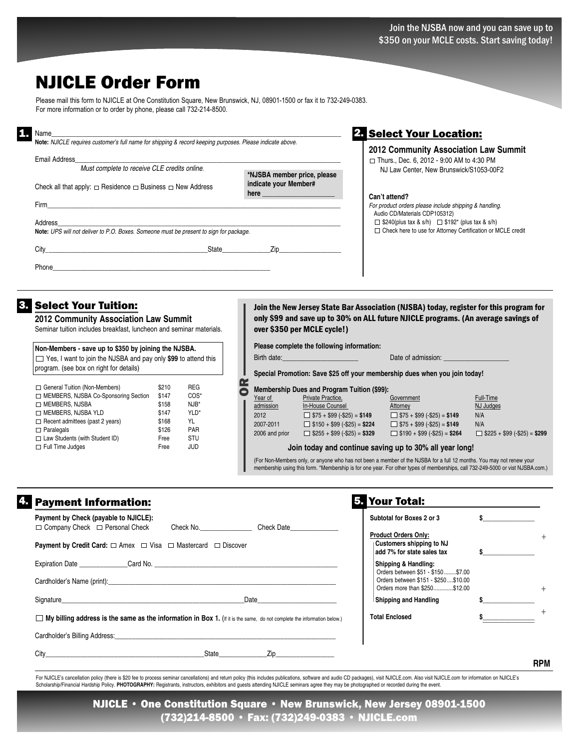Join the NJSBA now and you can save up to $350 on your MCLE costs. Start saving today!

# NJICLE Order Form

Please mail this form to NJICLE at One Constitution Square, New Brunswick, NJ, 08901-1500 or fax it to 732-249-0383.
For more information or to order by phone, please call 732-214-8500.

## 1.

Name________________________________________________

**Note:** *NJICLE requires customer's full name for shipping & record keeping purposes. Please indicate above.*

Email Address________________________________________

*Must complete to receive CLE credits online.*

**\*NJSBA member price, please indicate your Member# here** ____________________

Check all that apply: ☐ Residence ☐ Business ☐ New Address

Firm________________________________________________

Address_____________________________________________

**Note:** *UPS will not deliver to P.O. Boxes. Someone must be present to sign for package.*

City______________________ State__________ Zip______________

Phone_______________________________________________

## 2. Select Your Location:

**2012 Community Association Law Summit**

☐ Thurs., Dec. 6, 2012 - 9:00 AM to 4:30 PM
NJ Law Center, New Brunswick/S1053-00F2

**Can't attend?**

*For product orders please include shipping & handling.*

Audio CD/Materials CDP105312)

☐ $240(plus tax & s/h) ☐ $192* (plus tax & s/h)

☐ Check here to use for Attorney Certification or MCLE credit

## 3. Select Your Tuition:

**2012 Community Association Law Summit**

Seminar tuition includes breakfast, luncheon and seminar materials.

**Non-Members - save up to $350 by joining the NJSBA.**

☐ Yes, I want to join the NJSBA and pay only **$99** to attend this program. (see box on right for details)

| | | |
|---|---|---|
| ☐ General Tuition (Non-Members) | $210 | REG |
| ☐ MEMBERS, NJSBA Co-Sponsoring Section | $147 | COS* |
| ☐ MEMBERS, NJSBA | $158 | NJB* |
| ☐ MEMBERS, NJSBA YLD | $147 | YLD* |
| ☐ Recent admittees (past 2 years) | $168 | YL |
| ☐ Paralegals | $126 | PAR |
| ☐ Law Students (with Student ID) | Free | STU |
| ☐ Full Time Judges | Free | JUD |

**OR**

**Join the New Jersey State Bar Association (NJSBA) today, register for this program for only $99 and save up to 30% on ALL future NJICLE programs. (An average savings of over $350 per MCLE cycle!)**

**Please complete the following information:**

Birth date:____________________ Date of admission: ____________________

**Special Promotion: Save $25 off your membership dues when you join today!**

**Membership Dues and Program Tuition ($99):**

| Year of admission | Private Practice, In-House Counsel | Government Attorney | Full-Time NJ Judges |
|---|---|---|---|
| 2012 | ☐ $75 + $99 (-$25) = **$149** | ☐ $75 + $99 (-$25) = **$149** | N/A |
| 2007-2011 | ☐ $150 + $99 (-$25) = **$224** | ☐ $75 + $99 (-$25) = **$149** | N/A |
| 2006 and prior | ☐ $255 + $99 (-$25) = **$329** | ☐ $190 + $99 (-$25) = **$264** | ☐ $225 + $99 (-$25) = **$299** |

**Join today and continue saving up to 30% all year long!**

(For Non-Members only, or anyone who has not been a member of the NJSBA for a full 12 months. You may not renew your membership using this form. *Membership is for one year. For other types of memberships, call 732-249-5000 or vist NJSBA.com.)

## 4. Payment Information:

**Payment by Check (payable to NJICLE):**

☐ Company Check ☐ Personal Check Check No.______________ Check Date______________

**Payment by Credit Card:** ☐ Amex ☐ Visa ☐ Mastercard ☐ Discover

Expiration Date ____________ Card No. ______________________________

Cardholder's Name (print):______________________________

Signature______________________________ Date______________

☐ **My billing address is the same as the information in Box 1.** (If it is the same, do not complete the information below.)

Cardholder's Billing Address:______________________________

City______________________ State__________ Zip______________

## 5. Your Total:

**Subtotal for Boxes 2 or 3** $____________

**Product Orders Only:**

**Customers shipping to NJ add 7% for state sales tax** $____________ +

**Shipping & Handling:**

Orders between $51 - $150 ........$7.00
Orders between $151 - $250 ....$10.00
Orders more than $250.............$12.00

**Shipping and Handling** $____________ +

**Total Enclosed** $____________ +

**RPM**

For NJICLE's cancellation policy (there is $20 fee to process seminar cancellations) and return policy (this includes publications, software and audio CD packages), visit NJICLE.com. Also visit NJICLE.com for information on NJICLE's Scholarship/Financial Hardship Policy. **PHOTOGRAPHY:** Registrants, instructors, exhibitors and guests attending NJICLE seminars agree they may be photographed or recorded during the event.

**NJICLE • One Constitution Square • New Brunswick, New Jersey 08901-1500**
**(732)214-8500 • Fax: (732)249-0383 • NJICLE.com**